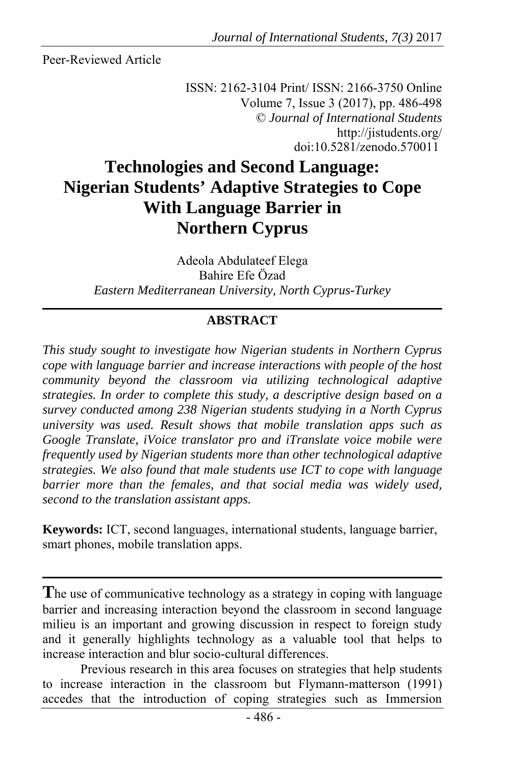Peer-Reviewed Article

ISSN: 2162-3104 Print/ ISSN: 2166-3750 Online
Volume 7, Issue 3 (2017), pp. 486-498
© *Journal of International Students*
http://jistudents.org/
doi:10.5281/zenodo.570011

# Technologies and Second Language: Nigerian Students' Adaptive Strategies to Cope With Language Barrier in Northern Cyprus

Adeola Abdulateef Elega
Bahire Efe Özad
*Eastern Mediterranean University, North Cyprus-Turkey*

## ABSTRACT

*This study sought to investigate how Nigerian students in Northern Cyprus cope with language barrier and increase interactions with people of the host community beyond the classroom via utilizing technological adaptive strategies. In order to complete this study, a descriptive design based on a survey conducted among 238 Nigerian students studying in a North Cyprus university was used. Result shows that mobile translation apps such as Google Translate, iVoice translator pro and iTranslate voice mobile were frequently used by Nigerian students more than other technological adaptive strategies. We also found that male students use ICT to cope with language barrier more than the females, and that social media was widely used, second to the translation assistant apps.*

**Keywords:** ICT, second languages, international students, language barrier, smart phones, mobile translation apps.

---

**T**he use of communicative technology as a strategy in coping with language barrier and increasing interaction beyond the classroom in second language milieu is an important and growing discussion in respect to foreign study and it generally highlights technology as a valuable tool that helps to increase interaction and blur socio-cultural differences.

Previous research in this area focuses on strategies that help students to increase interaction in the classroom but Flymann-matterson (1991) accedes that the introduction of coping strategies such as Immersion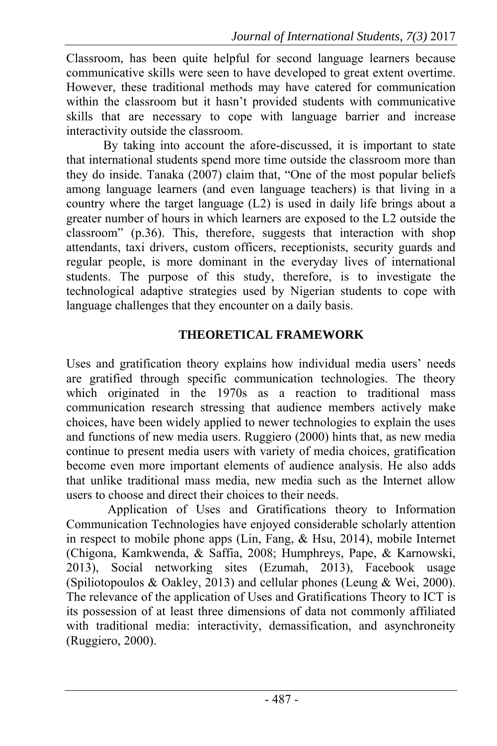Classroom, has been quite helpful for second language learners because communicative skills were seen to have developed to great extent overtime. However, these traditional methods may have catered for communication within the classroom but it hasn't provided students with communicative skills that are necessary to cope with language barrier and increase interactivity outside the classroom.

By taking into account the afore-discussed, it is important to state that international students spend more time outside the classroom more than they do inside. Tanaka (2007) claim that, "One of the most popular beliefs among language learners (and even language teachers) is that living in a country where the target language (L2) is used in daily life brings about a greater number of hours in which learners are exposed to the L2 outside the classroom" (p.36). This, therefore, suggests that interaction with shop attendants, taxi drivers, custom officers, receptionists, security guards and regular people, is more dominant in the everyday lives of international students. The purpose of this study, therefore, is to investigate the technological adaptive strategies used by Nigerian students to cope with language challenges that they encounter on a daily basis.

## THEORETICAL FRAMEWORK

Uses and gratification theory explains how individual media users' needs are gratified through specific communication technologies. The theory which originated in the 1970s as a reaction to traditional mass communication research stressing that audience members actively make choices, have been widely applied to newer technologies to explain the uses and functions of new media users. Ruggiero (2000) hints that, as new media continue to present media users with variety of media choices, gratification become even more important elements of audience analysis. He also adds that unlike traditional mass media, new media such as the Internet allow users to choose and direct their choices to their needs.

Application of Uses and Gratifications theory to Information Communication Technologies have enjoyed considerable scholarly attention in respect to mobile phone apps (Lin, Fang, & Hsu, 2014), mobile Internet (Chigona, Kamkwenda, & Saffia, 2008; Humphreys, Pape, & Karnowski, 2013), Social networking sites (Ezumah, 2013), Facebook usage (Spiliotopoulos & Oakley, 2013) and cellular phones (Leung & Wei, 2000). The relevance of the application of Uses and Gratifications Theory to ICT is its possession of at least three dimensions of data not commonly affiliated with traditional media: interactivity, demassification, and asynchroneity (Ruggiero, 2000).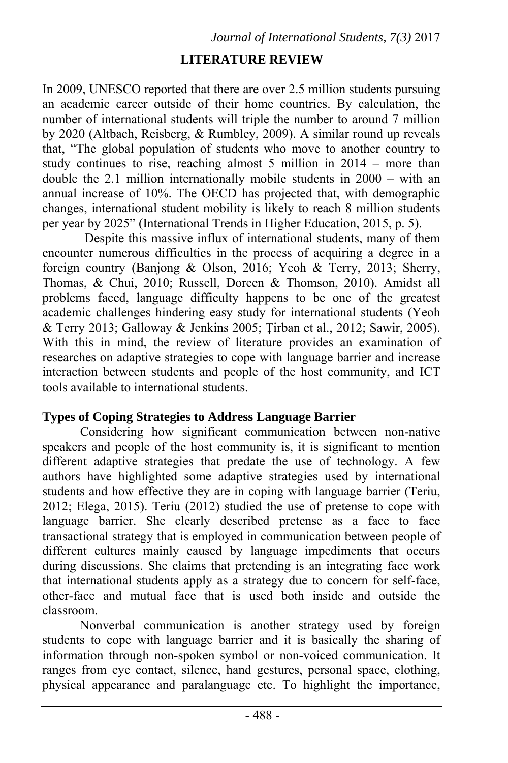## LITERATURE REVIEW

In 2009, UNESCO reported that there are over 2.5 million students pursuing an academic career outside of their home countries. By calculation, the number of international students will triple the number to around 7 million by 2020 (Altbach, Reisberg, & Rumbley, 2009). A similar round up reveals that, "The global population of students who move to another country to study continues to rise, reaching almost 5 million in 2014 – more than double the 2.1 million internationally mobile students in 2000 – with an annual increase of 10%. The OECD has projected that, with demographic changes, international student mobility is likely to reach 8 million students per year by 2025" (International Trends in Higher Education, 2015, p. 5).

Despite this massive influx of international students, many of them encounter numerous difficulties in the process of acquiring a degree in a foreign country (Banjong & Olson, 2016; Yeoh & Terry, 2013; Sherry, Thomas, & Chui, 2010; Russell, Doreen & Thomson, 2010). Amidst all problems faced, language difficulty happens to be one of the greatest academic challenges hindering easy study for international students (Yeoh & Terry 2013; Galloway & Jenkins 2005; Țirban et al., 2012; Sawir, 2005). With this in mind, the review of literature provides an examination of researches on adaptive strategies to cope with language barrier and increase interaction between students and people of the host community, and ICT tools available to international students.

### Types of Coping Strategies to Address Language Barrier

Considering how significant communication between non-native speakers and people of the host community is, it is significant to mention different adaptive strategies that predate the use of technology. A few authors have highlighted some adaptive strategies used by international students and how effective they are in coping with language barrier (Teriu, 2012; Elega, 2015). Teriu (2012) studied the use of pretense to cope with language barrier. She clearly described pretense as a face to face transactional strategy that is employed in communication between people of different cultures mainly caused by language impediments that occurs during discussions. She claims that pretending is an integrating face work that international students apply as a strategy due to concern for self-face, other-face and mutual face that is used both inside and outside the classroom.

Nonverbal communication is another strategy used by foreign students to cope with language barrier and it is basically the sharing of information through non-spoken symbol or non-voiced communication. It ranges from eye contact, silence, hand gestures, personal space, clothing, physical appearance and paralanguage etc. To highlight the importance,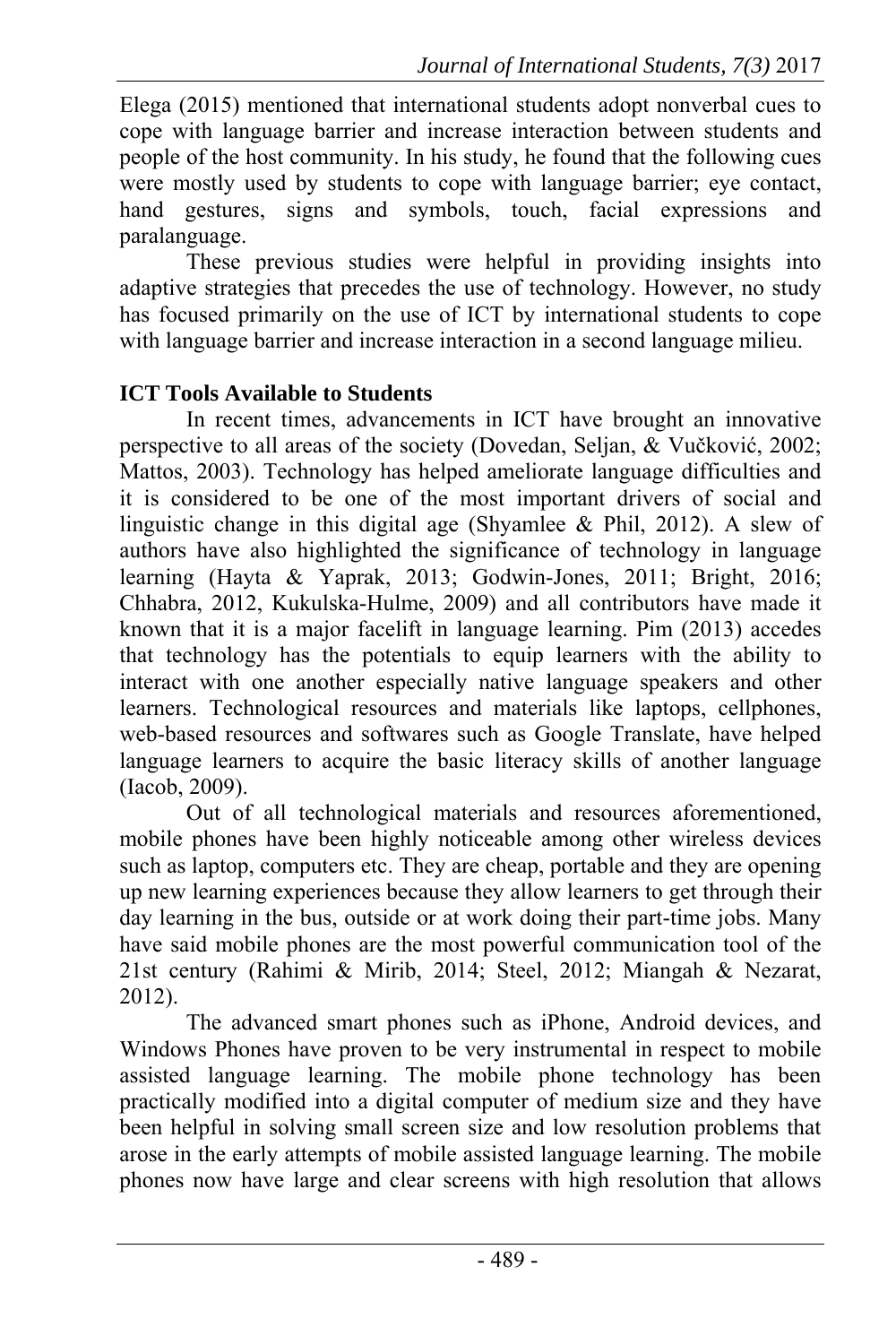Elega (2015) mentioned that international students adopt nonverbal cues to cope with language barrier and increase interaction between students and people of the host community. In his study, he found that the following cues were mostly used by students to cope with language barrier; eye contact, hand gestures, signs and symbols, touch, facial expressions and paralanguage.

These previous studies were helpful in providing insights into adaptive strategies that precedes the use of technology. However, no study has focused primarily on the use of ICT by international students to cope with language barrier and increase interaction in a second language milieu.

**ICT Tools Available to Students**

In recent times, advancements in ICT have brought an innovative perspective to all areas of the society (Dovedan, Seljan, & Vučković, 2002; Mattos, 2003). Technology has helped ameliorate language difficulties and it is considered to be one of the most important drivers of social and linguistic change in this digital age (Shyamlee & Phil, 2012). A slew of authors have also highlighted the significance of technology in language learning (Hayta & Yaprak, 2013; Godwin-Jones, 2011; Bright, 2016; Chhabra, 2012, Kukulska-Hulme, 2009) and all contributors have made it known that it is a major facelift in language learning. Pim (2013) accedes that technology has the potentials to equip learners with the ability to interact with one another especially native language speakers and other learners. Technological resources and materials like laptops, cellphones, web-based resources and softwares such as Google Translate, have helped language learners to acquire the basic literacy skills of another language (Iacob, 2009).

Out of all technological materials and resources aforementioned, mobile phones have been highly noticeable among other wireless devices such as laptop, computers etc. They are cheap, portable and they are opening up new learning experiences because they allow learners to get through their day learning in the bus, outside or at work doing their part-time jobs. Many have said mobile phones are the most powerful communication tool of the 21st century (Rahimi & Mirib, 2014; Steel, 2012; Miangah & Nezarat, 2012).

The advanced smart phones such as iPhone, Android devices, and Windows Phones have proven to be very instrumental in respect to mobile assisted language learning. The mobile phone technology has been practically modified into a digital computer of medium size and they have been helpful in solving small screen size and low resolution problems that arose in the early attempts of mobile assisted language learning. The mobile phones now have large and clear screens with high resolution that allows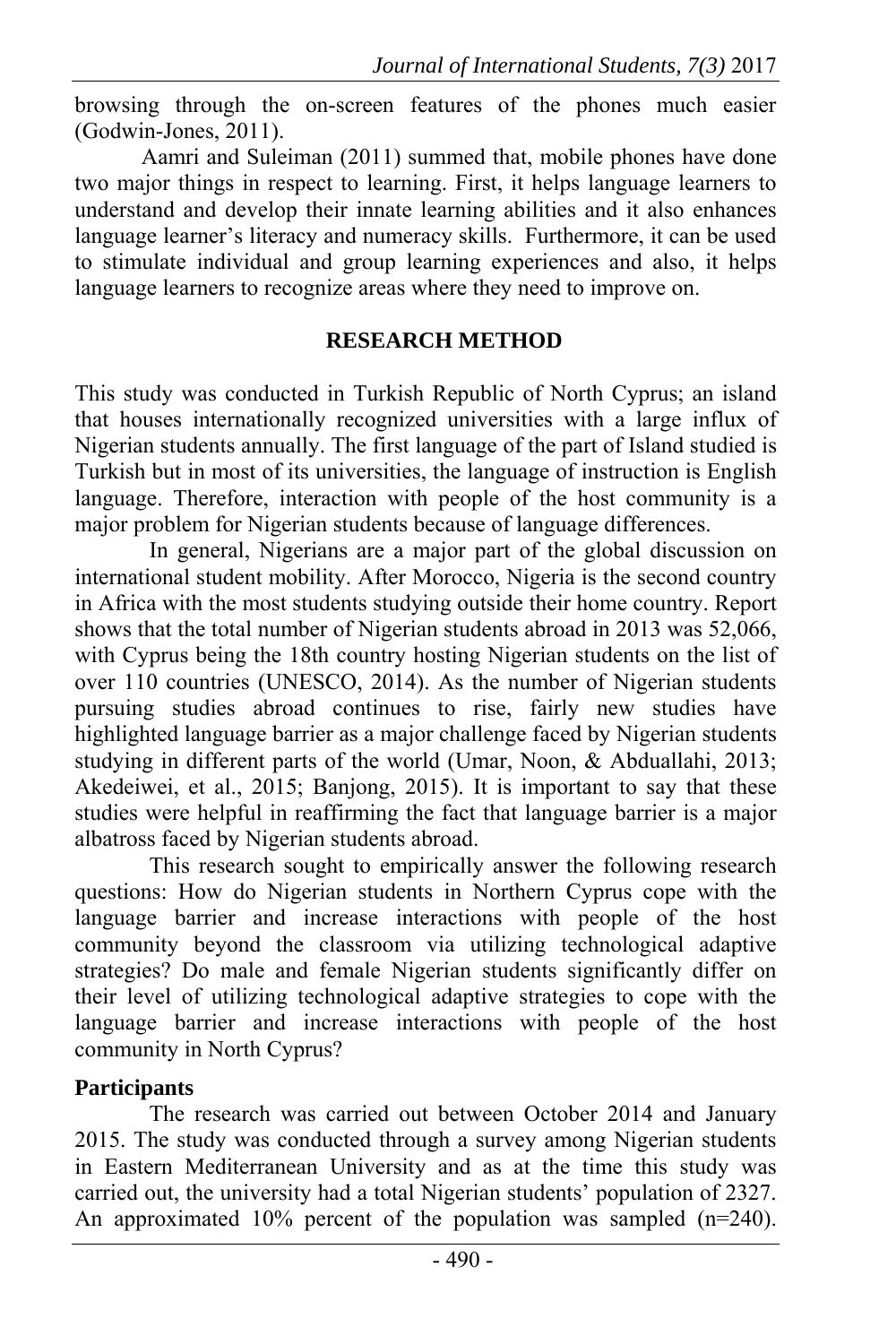browsing through the on-screen features of the phones much easier (Godwin-Jones, 2011).

Aamri and Suleiman (2011) summed that, mobile phones have done two major things in respect to learning. First, it helps language learners to understand and develop their innate learning abilities and it also enhances language learner's literacy and numeracy skills. Furthermore, it can be used to stimulate individual and group learning experiences and also, it helps language learners to recognize areas where they need to improve on.

## RESEARCH METHOD

This study was conducted in Turkish Republic of North Cyprus; an island that houses internationally recognized universities with a large influx of Nigerian students annually. The first language of the part of Island studied is Turkish but in most of its universities, the language of instruction is English language. Therefore, interaction with people of the host community is a major problem for Nigerian students because of language differences.

In general, Nigerians are a major part of the global discussion on international student mobility. After Morocco, Nigeria is the second country in Africa with the most students studying outside their home country. Report shows that the total number of Nigerian students abroad in 2013 was 52,066, with Cyprus being the 18th country hosting Nigerian students on the list of over 110 countries (UNESCO, 2014). As the number of Nigerian students pursuing studies abroad continues to rise, fairly new studies have highlighted language barrier as a major challenge faced by Nigerian students studying in different parts of the world (Umar, Noon, & Abduallahi, 2013; Akedeiwei, et al., 2015; Banjong, 2015). It is important to say that these studies were helpful in reaffirming the fact that language barrier is a major albatross faced by Nigerian students abroad.

This research sought to empirically answer the following research questions: How do Nigerian students in Northern Cyprus cope with the language barrier and increase interactions with people of the host community beyond the classroom via utilizing technological adaptive strategies? Do male and female Nigerian students significantly differ on their level of utilizing technological adaptive strategies to cope with the language barrier and increase interactions with people of the host community in North Cyprus?

### Participants

The research was carried out between October 2014 and January 2015. The study was conducted through a survey among Nigerian students in Eastern Mediterranean University and as at the time this study was carried out, the university had a total Nigerian students' population of 2327. An approximated 10% percent of the population was sampled (n=240).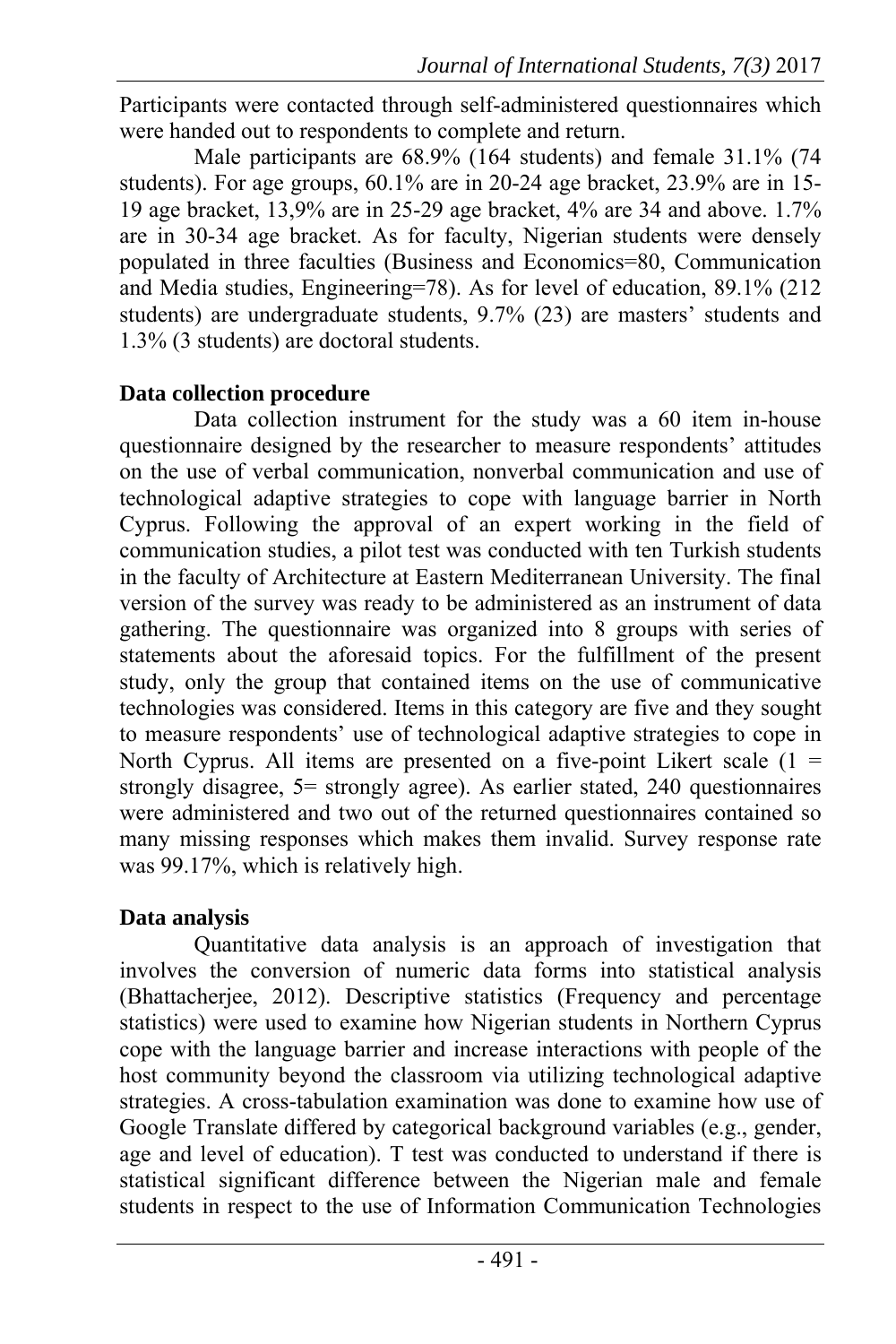Participants were contacted through self-administered questionnaires which were handed out to respondents to complete and return.

Male participants are 68.9% (164 students) and female 31.1% (74 students). For age groups, 60.1% are in 20-24 age bracket, 23.9% are in 15-19 age bracket, 13,9% are in 25-29 age bracket, 4% are 34 and above. 1.7% are in 30-34 age bracket. As for faculty, Nigerian students were densely populated in three faculties (Business and Economics=80, Communication and Media studies, Engineering=78). As for level of education, 89.1% (212 students) are undergraduate students, 9.7% (23) are masters' students and 1.3% (3 students) are doctoral students.

**Data collection procedure**

Data collection instrument for the study was a 60 item in-house questionnaire designed by the researcher to measure respondents' attitudes on the use of verbal communication, nonverbal communication and use of technological adaptive strategies to cope with language barrier in North Cyprus. Following the approval of an expert working in the field of communication studies, a pilot test was conducted with ten Turkish students in the faculty of Architecture at Eastern Mediterranean University. The final version of the survey was ready to be administered as an instrument of data gathering. The questionnaire was organized into 8 groups with series of statements about the aforesaid topics. For the fulfillment of the present study, only the group that contained items on the use of communicative technologies was considered. Items in this category are five and they sought to measure respondents' use of technological adaptive strategies to cope in North Cyprus. All items are presented on a five-point Likert scale (1 = strongly disagree, 5= strongly agree). As earlier stated, 240 questionnaires were administered and two out of the returned questionnaires contained so many missing responses which makes them invalid. Survey response rate was 99.17%, which is relatively high.

**Data analysis**

Quantitative data analysis is an approach of investigation that involves the conversion of numeric data forms into statistical analysis (Bhattacherjee, 2012). Descriptive statistics (Frequency and percentage statistics) were used to examine how Nigerian students in Northern Cyprus cope with the language barrier and increase interactions with people of the host community beyond the classroom via utilizing technological adaptive strategies. A cross-tabulation examination was done to examine how use of Google Translate differed by categorical background variables (e.g., gender, age and level of education). T test was conducted to understand if there is statistical significant difference between the Nigerian male and female students in respect to the use of Information Communication Technologies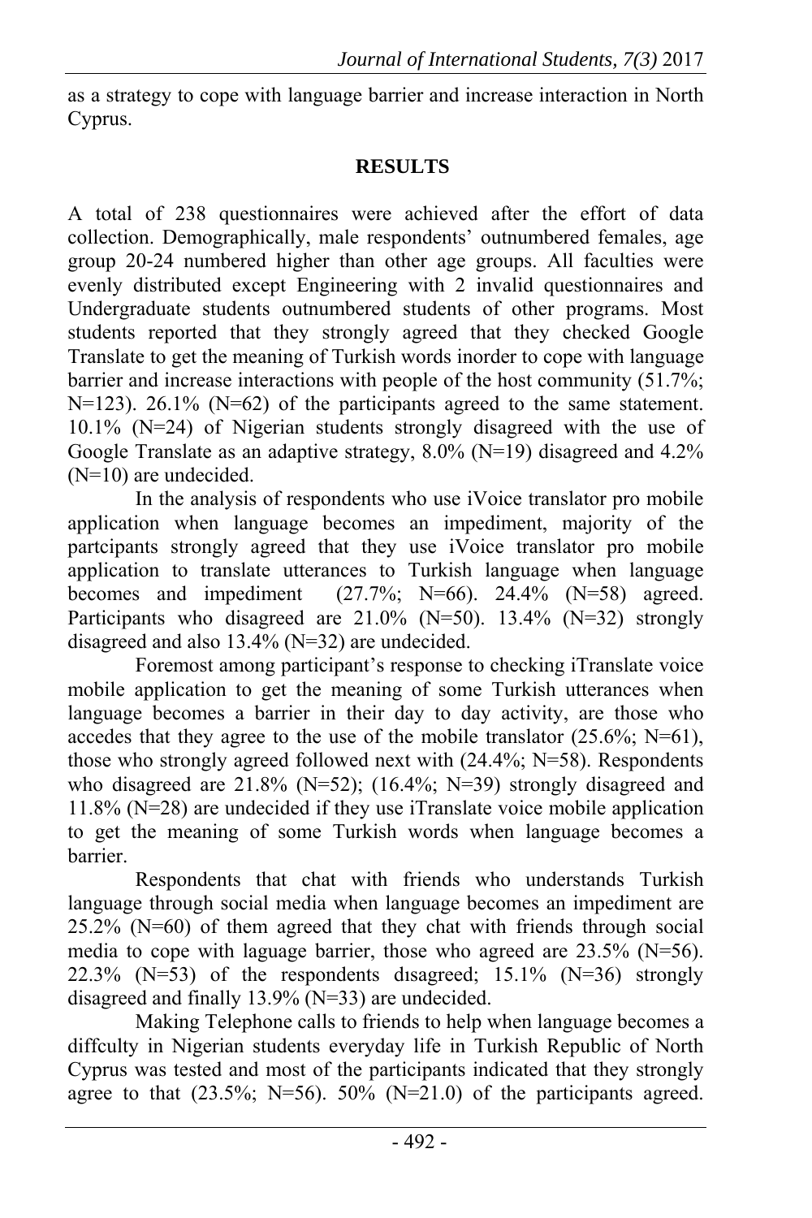as a strategy to cope with language barrier and increase interaction in North Cyprus.

## RESULTS

A total of 238 questionnaires were achieved after the effort of data collection. Demographically, male respondents' outnumbered females, age group 20-24 numbered higher than other age groups. All faculties were evenly distributed except Engineering with 2 invalid questionnaires and Undergraduate students outnumbered students of other programs. Most students reported that they strongly agreed that they checked Google Translate to get the meaning of Turkish words inorder to cope with language barrier and increase interactions with people of the host community (51.7%; N=123). 26.1% (N=62) of the participants agreed to the same statement. 10.1% (N=24) of Nigerian students strongly disagreed with the use of Google Translate as an adaptive strategy, 8.0% (N=19) disagreed and 4.2% (N=10) are undecided.

In the analysis of respondents who use iVoice translator pro mobile application when language becomes an impediment, majority of the partcipants strongly agreed that they use iVoice translator pro mobile application to translate utterances to Turkish language when language becomes and impediment (27.7%; N=66). 24.4% (N=58) agreed. Participants who disagreed are 21.0% (N=50). 13.4% (N=32) strongly disagreed and also 13.4% (N=32) are undecided.

Foremost among participant's response to checking iTranslate voice mobile application to get the meaning of some Turkish utterances when language becomes a barrier in their day to day activity, are those who accedes that they agree to the use of the mobile translator (25.6%; N=61), those who strongly agreed followed next with (24.4%; N=58). Respondents who disagreed are 21.8% (N=52); (16.4%; N=39) strongly disagreed and 11.8% (N=28) are undecided if they use iTranslate voice mobile application to get the meaning of some Turkish words when language becomes a barrier.

Respondents that chat with friends who understands Turkish language through social media when language becomes an impediment are 25.2% (N=60) of them agreed that they chat with friends through social media to cope with laguage barrier, those who agreed are 23.5% (N=56). 22.3% (N=53) of the respondents dısagreed; 15.1% (N=36) strongly disagreed and finally 13.9% (N=33) are undecided.

Making Telephone calls to friends to help when language becomes a diffculty in Nigerian students everyday life in Turkish Republic of North Cyprus was tested and most of the participants indicated that they strongly agree to that (23.5%; N=56). 50% (N=21.0) of the participants agreed.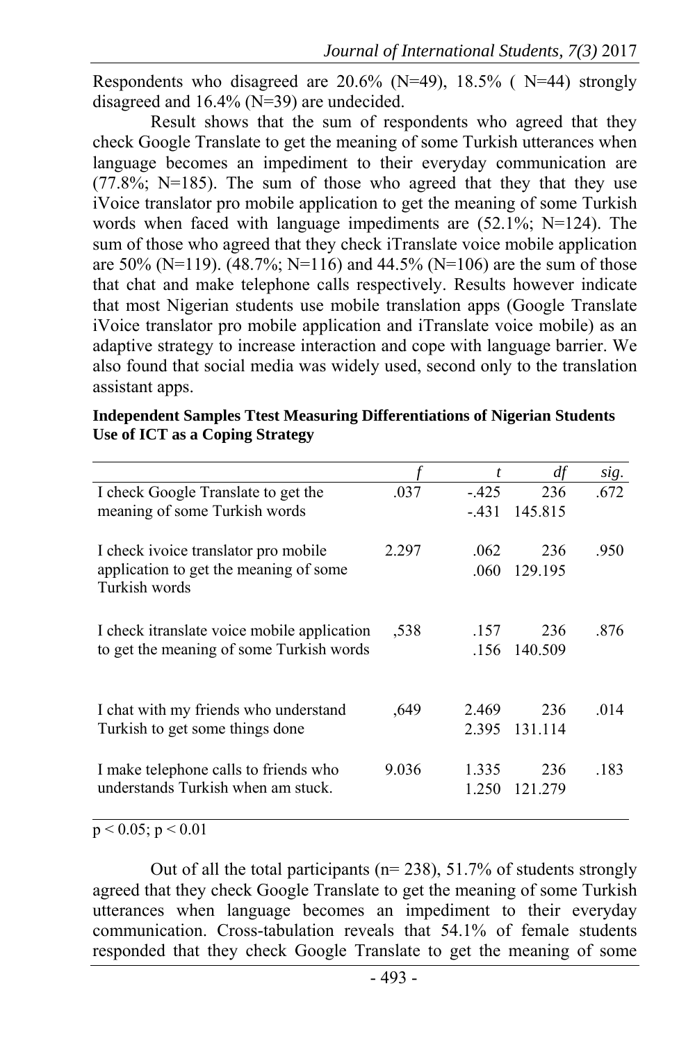Respondents who disagreed are 20.6% (N=49), 18.5% ( N=44) strongly disagreed and 16.4% (N=39) are undecided.

Result shows that the sum of respondents who agreed that they check Google Translate to get the meaning of some Turkish utterances when language becomes an impediment to their everyday communication are (77.8%; N=185). The sum of those who agreed that they that they use iVoice translator pro mobile application to get the meaning of some Turkish words when faced with language impediments are (52.1%; N=124). The sum of those who agreed that they check iTranslate voice mobile application are 50% (N=119). (48.7%; N=116) and 44.5% (N=106) are the sum of those that chat and make telephone calls respectively. Results however indicate that most Nigerian students use mobile translation apps (Google Translate iVoice translator pro mobile application and iTranslate voice mobile) as an adaptive strategy to increase interaction and cope with language barrier. We also found that social media was widely used, second only to the translation assistant apps.

**Independent Samples Ttest Measuring Differentiations of Nigerian Students Use of ICT as a Coping Strategy**

| | *f* | *t* | *df* | *sig.* |
|---|---|---|---|---|
| I check Google Translate to get the meaning of some Turkish words | .037 | -.425 | 236 | .672 |
| | | -.431 | 145.815 | |
| I check ivoice translator pro mobile application to get the meaning of some Turkish words | 2.297 | .062 | 236 | .950 |
| | | .060 | 129.195 | |
| I check itranslate voice mobile application to get the meaning of some Turkish words | ,538 | .157 | 236 | .876 |
| | | .156 | 140.509 | |
| I chat with my friends who understand Turkish to get some things done | ,649 | 2.469 | 236 | .014 |
| | | 2.395 | 131.114 | |
| I make telephone calls to friends who understands Turkish when am stuck. | 9.036 | 1.335 | 236 | .183 |
| | | 1.250 | 121.279 | |

$p < 0.05$; $p < 0.01$

Out of all the total participants (n= 238), 51.7% of students strongly agreed that they check Google Translate to get the meaning of some Turkish utterances when language becomes an impediment to their everyday communication. Cross-tabulation reveals that 54.1% of female students responded that they check Google Translate to get the meaning of some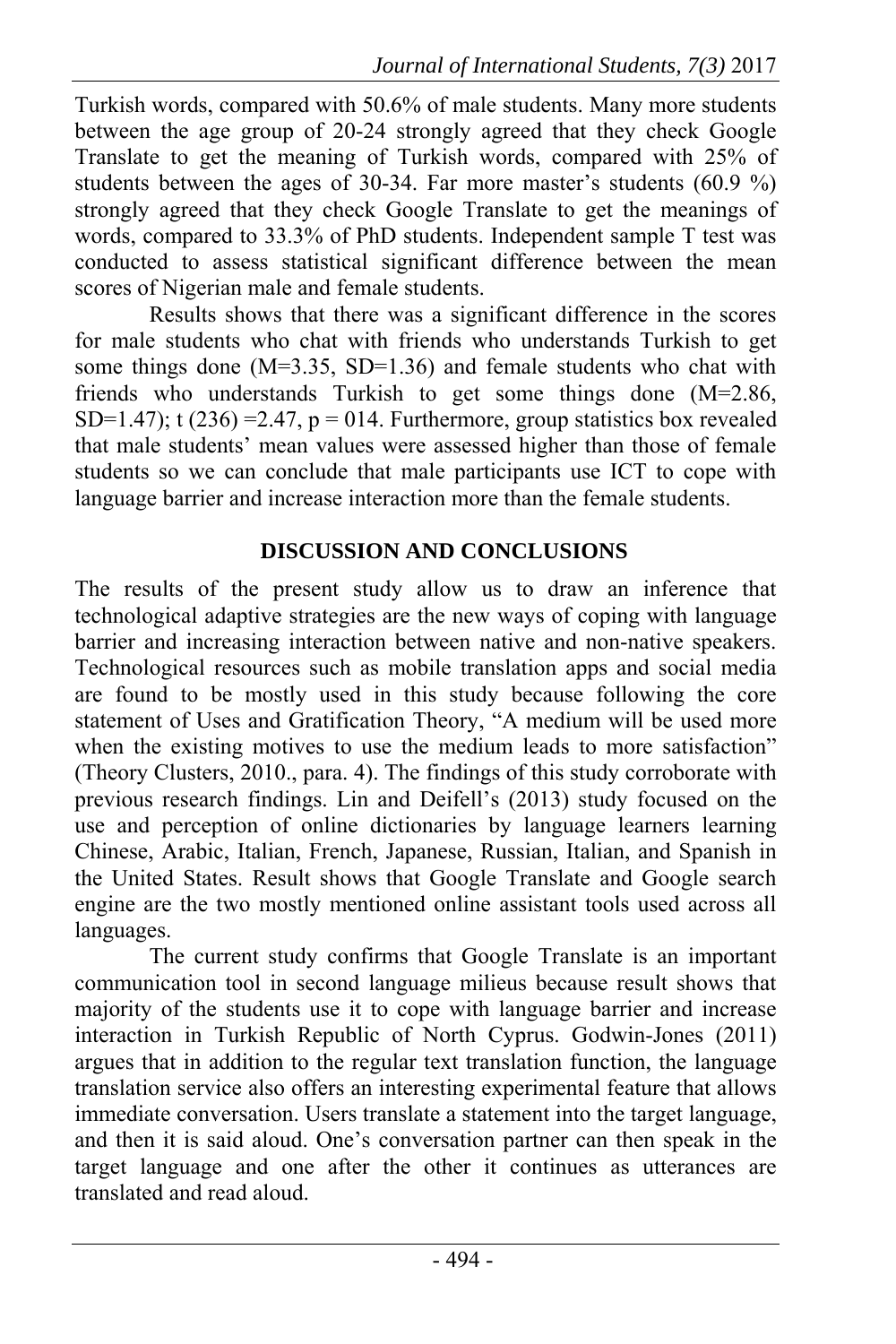Turkish words, compared with 50.6% of male students. Many more students between the age group of 20-24 strongly agreed that they check Google Translate to get the meaning of Turkish words, compared with 25% of students between the ages of 30-34. Far more master's students (60.9 %) strongly agreed that they check Google Translate to get the meanings of words, compared to 33.3% of PhD students. Independent sample T test was conducted to assess statistical significant difference between the mean scores of Nigerian male and female students.

Results shows that there was a significant difference in the scores for male students who chat with friends who understands Turkish to get some things done ($M=3.35$, $SD=1.36$) and female students who chat with friends who understands Turkish to get some things done ($M=2.86$, $SD=1.47$); $t(236)=2.47$, $p = 014$. Furthermore, group statistics box revealed that male students' mean values were assessed higher than those of female students so we can conclude that male participants use ICT to cope with language barrier and increase interaction more than the female students.

## DISCUSSION AND CONCLUSIONS

The results of the present study allow us to draw an inference that technological adaptive strategies are the new ways of coping with language barrier and increasing interaction between native and non-native speakers. Technological resources such as mobile translation apps and social media are found to be mostly used in this study because following the core statement of Uses and Gratification Theory, "A medium will be used more when the existing motives to use the medium leads to more satisfaction" (Theory Clusters, 2010., para. 4). The findings of this study corroborate with previous research findings. Lin and Deifell's (2013) study focused on the use and perception of online dictionaries by language learners learning Chinese, Arabic, Italian, French, Japanese, Russian, Italian, and Spanish in the United States. Result shows that Google Translate and Google search engine are the two mostly mentioned online assistant tools used across all languages.

The current study confirms that Google Translate is an important communication tool in second language milieus because result shows that majority of the students use it to cope with language barrier and increase interaction in Turkish Republic of North Cyprus. Godwin-Jones (2011) argues that in addition to the regular text translation function, the language translation service also offers an interesting experimental feature that allows immediate conversation. Users translate a statement into the target language, and then it is said aloud. One's conversation partner can then speak in the target language and one after the other it continues as utterances are translated and read aloud.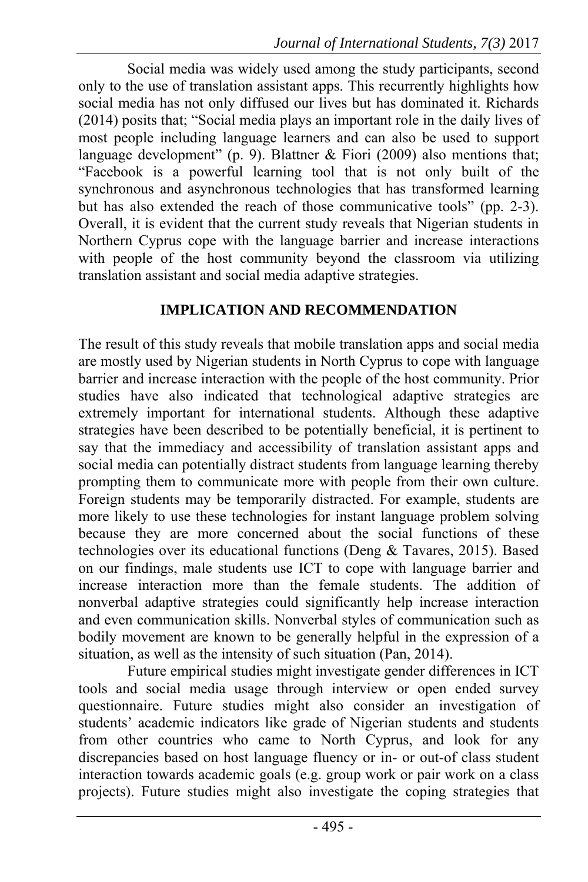Social media was widely used among the study participants, second only to the use of translation assistant apps. This recurrently highlights how social media has not only diffused our lives but has dominated it. Richards (2014) posits that; "Social media plays an important role in the daily lives of most people including language learners and can also be used to support language development" (p. 9). Blattner & Fiori (2009) also mentions that; "Facebook is a powerful learning tool that is not only built of the synchronous and asynchronous technologies that has transformed learning but has also extended the reach of those communicative tools" (pp. 2-3). Overall, it is evident that the current study reveals that Nigerian students in Northern Cyprus cope with the language barrier and increase interactions with people of the host community beyond the classroom via utilizing translation assistant and social media adaptive strategies.

## IMPLICATION AND RECOMMENDATION

The result of this study reveals that mobile translation apps and social media are mostly used by Nigerian students in North Cyprus to cope with language barrier and increase interaction with the people of the host community. Prior studies have also indicated that technological adaptive strategies are extremely important for international students. Although these adaptive strategies have been described to be potentially beneficial, it is pertinent to say that the immediacy and accessibility of translation assistant apps and social media can potentially distract students from language learning thereby prompting them to communicate more with people from their own culture. Foreign students may be temporarily distracted. For example, students are more likely to use these technologies for instant language problem solving because they are more concerned about the social functions of these technologies over its educational functions (Deng & Tavares, 2015). Based on our findings, male students use ICT to cope with language barrier and increase interaction more than the female students. The addition of nonverbal adaptive strategies could significantly help increase interaction and even communication skills. Nonverbal styles of communication such as bodily movement are known to be generally helpful in the expression of a situation, as well as the intensity of such situation (Pan, 2014).

Future empirical studies might investigate gender differences in ICT tools and social media usage through interview or open ended survey questionnaire. Future studies might also consider an investigation of students' academic indicators like grade of Nigerian students and students from other countries who came to North Cyprus, and look for any discrepancies based on host language fluency or in- or out-of class student interaction towards academic goals (e.g. group work or pair work on a class projects). Future studies might also investigate the coping strategies that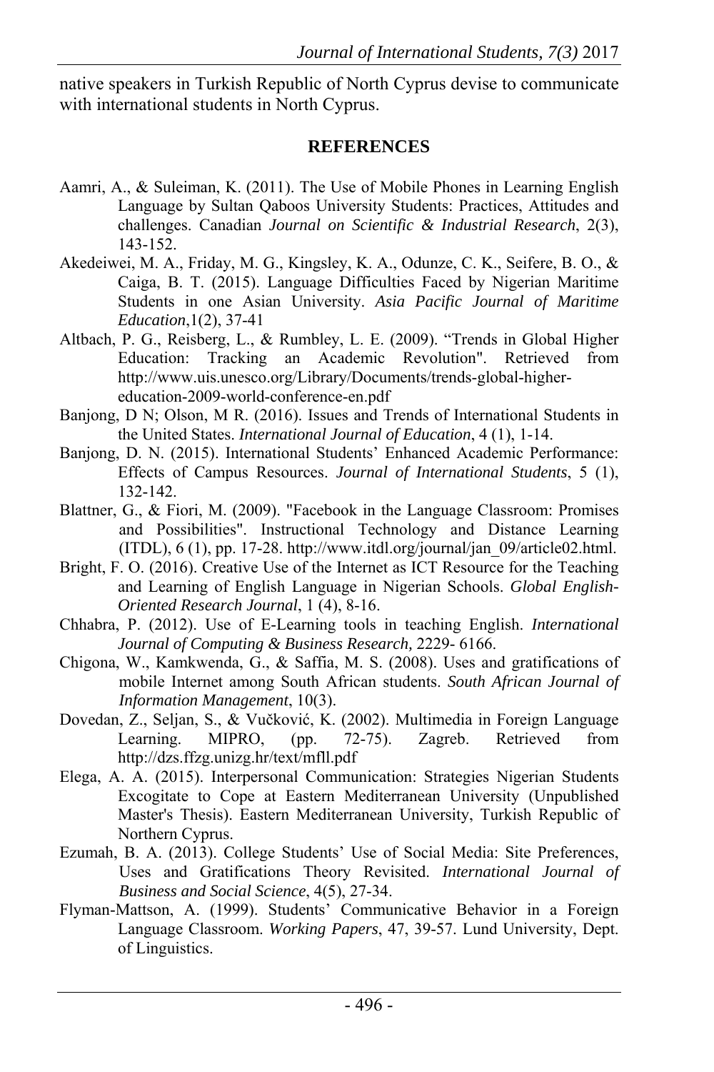native speakers in Turkish Republic of North Cyprus devise to communicate with international students in North Cyprus.

## REFERENCES

Aamri, A., & Suleiman, K. (2011). The Use of Mobile Phones in Learning English Language by Sultan Qaboos University Students: Practices, Attitudes and challenges. Canadian *Journal on Scientific & Industrial Research*, 2(3), 143-152.

Akedeiwei, M. A., Friday, M. G., Kingsley, K. A., Odunze, C. K., Seifere, B. O., & Caiga, B. T. (2015). Language Difficulties Faced by Nigerian Maritime Students in one Asian University. *Asia Pacific Journal of Maritime Education*,1(2), 37-41

Altbach, P. G., Reisberg, L., & Rumbley, L. E. (2009). "Trends in Global Higher Education: Tracking an Academic Revolution". Retrieved from http://www.uis.unesco.org/Library/Documents/trends-global-higher-education-2009-world-conference-en.pdf

Banjong, D N; Olson, M R. (2016). Issues and Trends of International Students in the United States. *International Journal of Education*, 4 (1), 1-14.

Banjong, D. N. (2015). International Students' Enhanced Academic Performance: Effects of Campus Resources. *Journal of International Students*, 5 (1), 132-142.

Blattner, G., & Fiori, M. (2009). "Facebook in the Language Classroom: Promises and Possibilities". Instructional Technology and Distance Learning (ITDL), 6 (1), pp. 17-28. http://www.itdl.org/journal/jan_09/article02.html.

Bright, F. O. (2016). Creative Use of the Internet as ICT Resource for the Teaching and Learning of English Language in Nigerian Schools. *Global English-Oriented Research Journal*, 1 (4), 8-16.

Chhabra, P. (2012). Use of E-Learning tools in teaching English. *International Journal of Computing & Business Research,* 2229- 6166.

Chigona, W., Kamkwenda, G., & Saffia, M. S. (2008). Uses and gratifications of mobile Internet among South African students. *South African Journal of Information Management*, 10(3).

Dovedan, Z., Seljan, S., & Vučković, K. (2002). Multimedia in Foreign Language Learning. MIPRO, (pp. 72-75). Zagreb. Retrieved from http://dzs.ffzg.unizg.hr/text/mfll.pdf

Elega, A. A. (2015). Interpersonal Communication: Strategies Nigerian Students Excogitate to Cope at Eastern Mediterranean University (Unpublished Master's Thesis). Eastern Mediterranean University, Turkish Republic of Northern Cyprus.

Ezumah, B. A. (2013). College Students' Use of Social Media: Site Preferences, Uses and Gratifications Theory Revisited. *International Journal of Business and Social Science*, 4(5), 27-34.

Flyman-Mattson, A. (1999). Students' Communicative Behavior in a Foreign Language Classroom. *Working Papers*, 47, 39-57. Lund University, Dept. of Linguistics.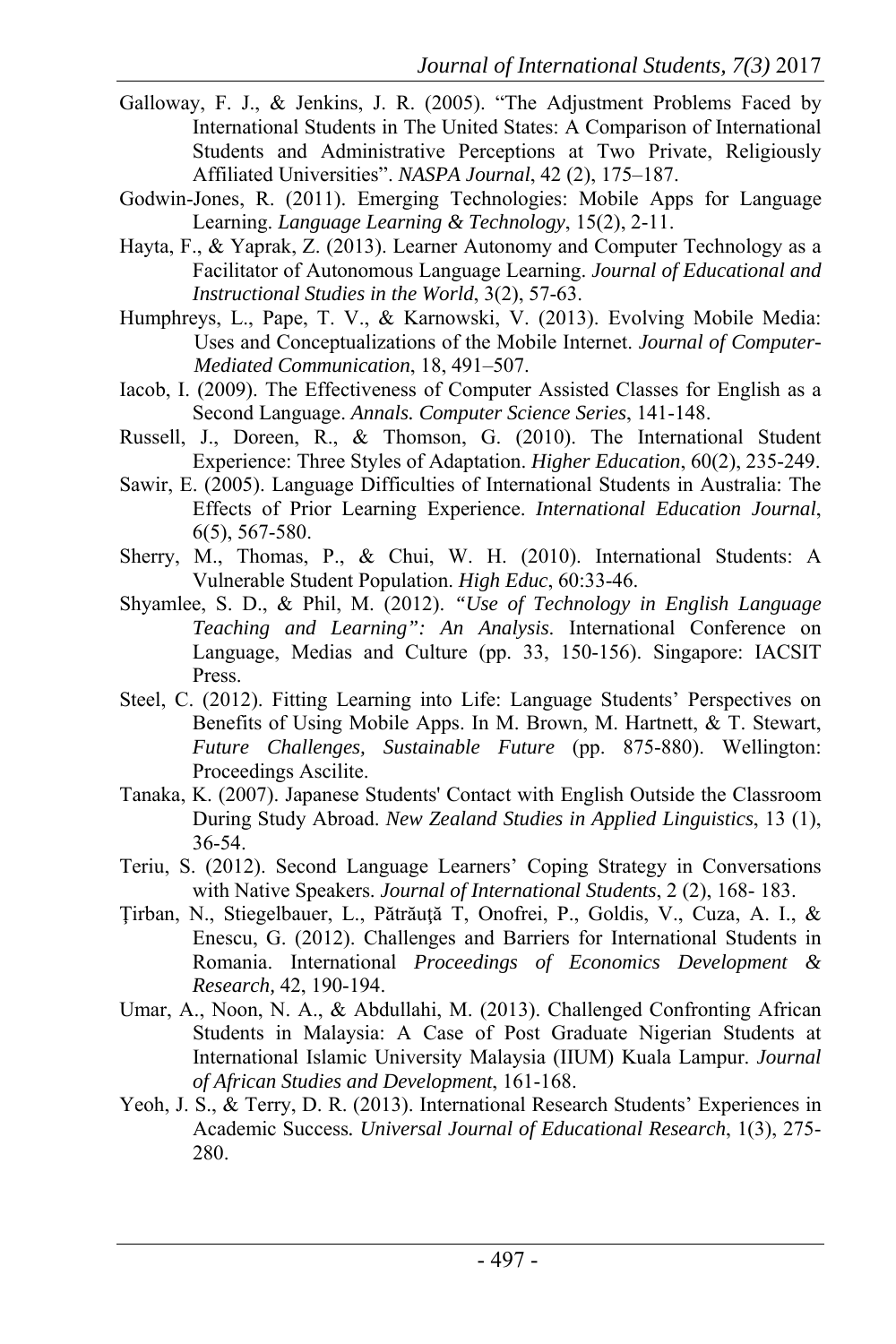Galloway, F. J., & Jenkins, J. R. (2005). "The Adjustment Problems Faced by International Students in The United States: A Comparison of International Students and Administrative Perceptions at Two Private, Religiously Affiliated Universities". *NASPA Journal*, 42 (2), 175–187.

Godwin-Jones, R. (2011). Emerging Technologies: Mobile Apps for Language Learning. *Language Learning & Technology*, 15(2), 2-11.

Hayta, F., & Yaprak, Z. (2013). Learner Autonomy and Computer Technology as a Facilitator of Autonomous Language Learning. *Journal of Educational and Instructional Studies in the World*, 3(2), 57-63.

Humphreys, L., Pape, T. V., & Karnowski, V. (2013). Evolving Mobile Media: Uses and Conceptualizations of the Mobile Internet. *Journal of Computer-Mediated Communication*, 18, 491–507.

Iacob, I. (2009). The Effectiveness of Computer Assisted Classes for English as a Second Language. *Annals. Computer Science Series*, 141-148.

Russell, J., Doreen, R., & Thomson, G. (2010). The International Student Experience: Three Styles of Adaptation. *Higher Education*, 60(2), 235-249.

Sawir, E. (2005). Language Difficulties of International Students in Australia: The Effects of Prior Learning Experience. *International Education Journal*, 6(5), 567-580.

Sherry, M., Thomas, P., & Chui, W. H. (2010). International Students: A Vulnerable Student Population. *High Educ*, 60:33-46.

Shyamlee, S. D., & Phil, M. (2012). *"Use of Technology in English Language Teaching and Learning": An Analysis*. International Conference on Language, Medias and Culture (pp. 33, 150-156). Singapore: IACSIT Press.

Steel, C. (2012). Fitting Learning into Life: Language Students' Perspectives on Benefits of Using Mobile Apps. In M. Brown, M. Hartnett, & T. Stewart, *Future Challenges, Sustainable Future* (pp. 875-880). Wellington: Proceedings Ascilite.

Tanaka, K. (2007). Japanese Students' Contact with English Outside the Classroom During Study Abroad. *New Zealand Studies in Applied Linguistics*, 13 (1), 36-54.

Teriu, S. (2012). Second Language Learners' Coping Strategy in Conversations with Native Speakers. *Journal of International Students*, 2 (2), 168- 183.

Ţirban, N., Stiegelbauer, L., Pătrăuţă T, Onofrei, P., Goldis, V., Cuza, A. I., & Enescu, G. (2012). Challenges and Barriers for International Students in Romania. International *Proceedings of Economics Development & Research,* 42, 190-194.

Umar, A., Noon, N. A., & Abdullahi, M. (2013). Challenged Confronting African Students in Malaysia: A Case of Post Graduate Nigerian Students at International Islamic University Malaysia (IIUM) Kuala Lampur. *Journal of African Studies and Development*, 161-168.

Yeoh, J. S., & Terry, D. R. (2013). International Research Students' Experiences in Academic Success*. Universal Journal of Educational Research*, 1(3), 275-280.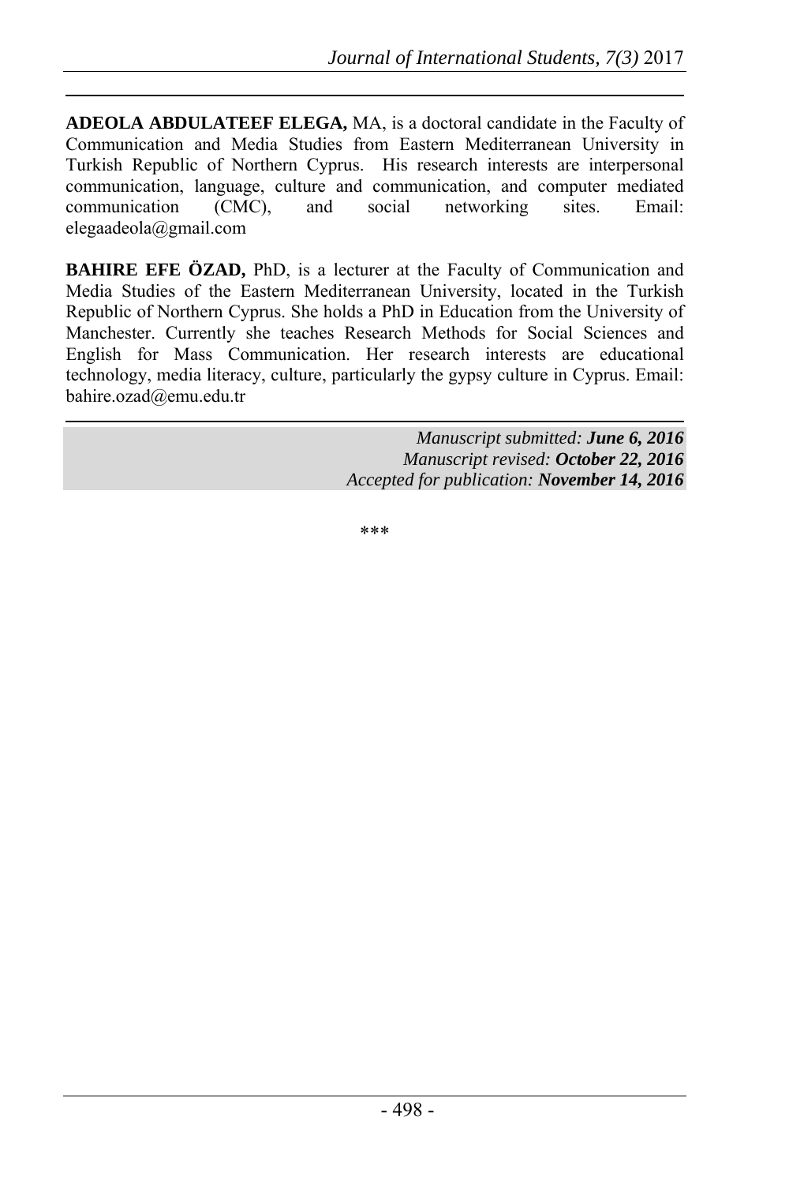**ADEOLA ABDULATEEF ELEGA,** MA, is a doctoral candidate in the Faculty of Communication and Media Studies from Eastern Mediterranean University in Turkish Republic of Northern Cyprus. His research interests are interpersonal communication, language, culture and communication, and computer mediated communication (CMC), and social networking sites. Email: elegaadeola@gmail.com

**BAHIRE EFE ÖZAD,** PhD, is a lecturer at the Faculty of Communication and Media Studies of the Eastern Mediterranean University, located in the Turkish Republic of Northern Cyprus. She holds a PhD in Education from the University of Manchester. Currently she teaches Research Methods for Social Sciences and English for Mass Communication. Her research interests are educational technology, media literacy, culture, particularly the gypsy culture in Cyprus. Email: bahire.ozad@emu.edu.tr

*Manuscript submitted: **June 6, 2016***
*Manuscript revised: **October 22, 2016***
*Accepted for publication: **November 14, 2016***

\*\*\*